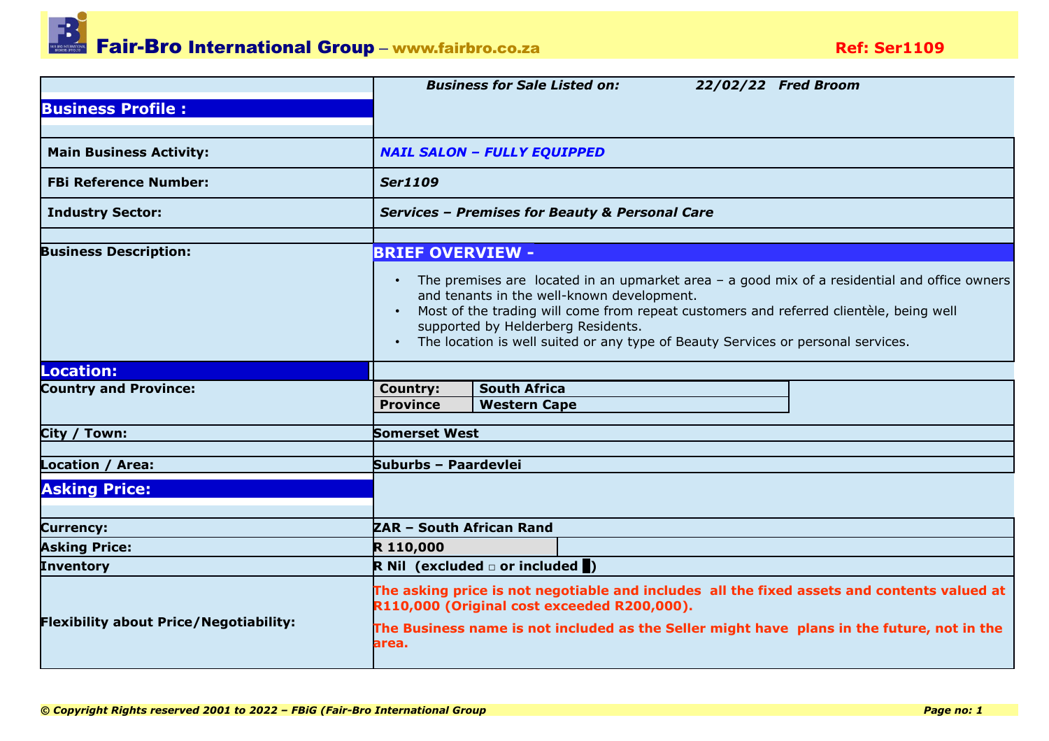# Fair-Bro International Group – www.fairbro.co.za

**Ref: Ser1109**

*Business for Sale Listed on:* *22/02/22 Fred Broom*

## Business Profile :

| | |
|---|---|
| **Main Business Activity:** | ***NAIL SALON – FULLY EQUIPPED*** |
| **FBi Reference Number:** | ***Ser1109*** |
| **Industry Sector:** | ***Services – Premises for Beauty & Personal Care*** |

**Business Description:**

**BRIEF OVERVIEW -**

- The premises are located in an upmarket area – a good mix of a residential and office owners and tenants in the well-known development.
- Most of the trading will come from repeat customers and referred clientèle, being well supported by Helderberg Residents.
- The location is well suited or any type of Beauty Services or personal services.

## Location:

| | |
|---|---|
| **Country and Province:** | **Country:** South Africa<br>**Province:** Western Cape |
| **City / Town:** | **Somerset West** |
| **Location / Area:** | **Suburbs – Paardevlei** |

## Asking Price:

| | |
|---|---|
| **Currency:** | **ZAR – South African Rand** |
| **Asking Price:** | **R 110,000** |
| **Inventory** | **R Nil (excluded □ or included ■)** |
| **Flexibility about Price/Negotiability:** | **The asking price is not negotiable and includes all the fixed assets and contents valued at R110,000 (Original cost exceeded R200,000).**<br>**The Business name is not included as the Seller might have plans in the future, not in the area.** |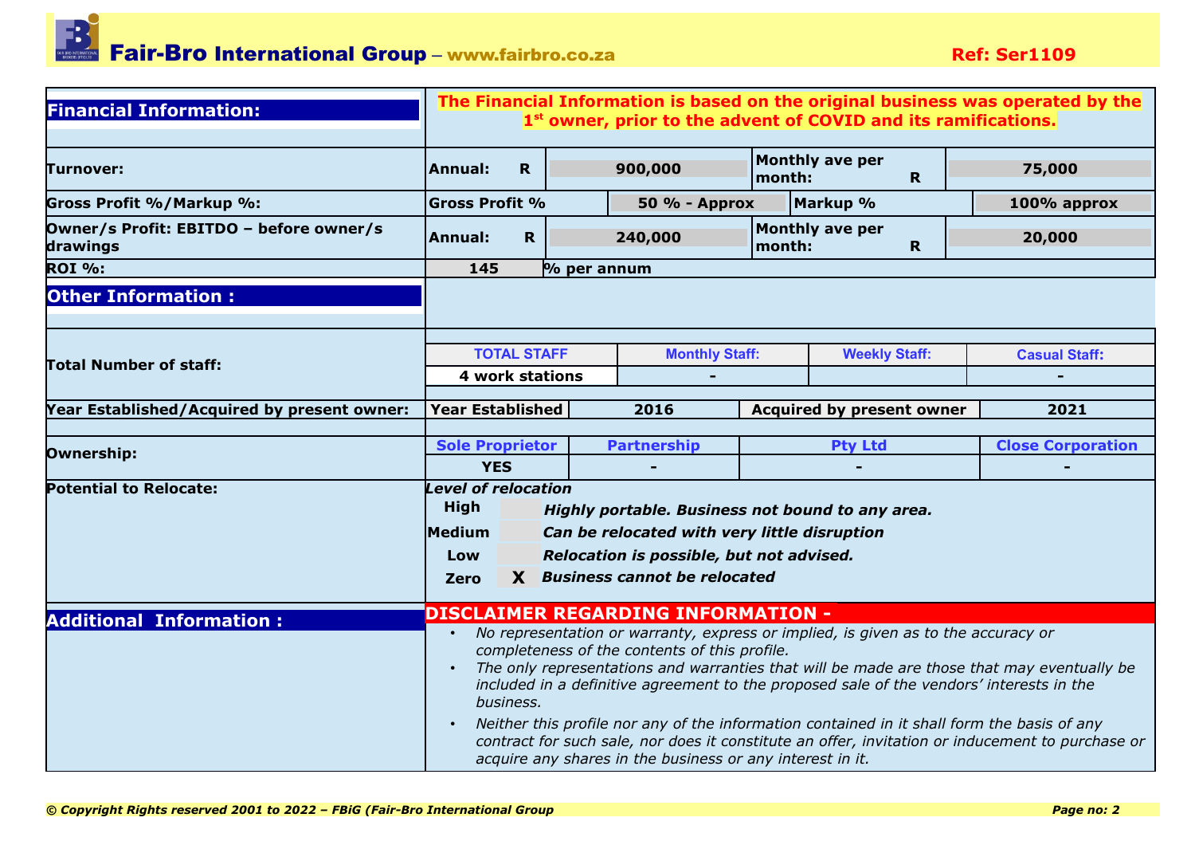## Financial Information:

**The Financial Information is based on the original business was operated by the 1st owner, prior to the advent of COVID and its ramifications.**

| | | | | |
|---|---|---|---|---|
| **Turnover:** | **Annual: R** | **900,000** | **Monthly ave per month: R** | **75,000** |
| **Gross Profit %/Markup %:** | **Gross Profit %** | **50 % - Approx** | **Markup %** | **100% approx** |
| **Owner/s Profit: EBITDO – before owner/s drawings** | **Annual: R** | **240,000** | **Monthly ave per month: R** | **20,000** |
| **ROI %:** | **145** | **% per annum** | | |

## Other Information :

| | | | | |
|---|---|---|---|---|
| **Total Number of staff:** | **TOTAL STAFF** | **Monthly Staff:** | **Weekly Staff:** | **Casual Staff:** |
| | **4 work stations** | **-** | | **-** |
| **Year Established/Acquired by present owner:** | **Year Established** | **2016** | **Acquired by present owner** | **2021** |
| **Ownership:** | **Sole Proprietor** | **Partnership** | **Pty Ltd** | **Close Corporation** |
| | **YES** | **-** | **-** | **-** |

**Potential to Relocate:**

***Level of relocation***

| Level | | Description |
|---|---|---|
| **High** | | ***Highly portable. Business not bound to any area.*** |
| **Medium** | | ***Can be relocated with very little disruption*** |
| **Low** | | ***Relocation is possible, but not advised.*** |
| **Zero** | **X** | ***Business cannot be relocated*** |

## Additional Information :

**DISCLAIMER REGARDING INFORMATION -**

- *No representation or warranty, express or implied, is given as to the accuracy or completeness of the contents of this profile.*
- *The only representations and warranties that will be made are those that may eventually be included in a definitive agreement to the proposed sale of the vendors' interests in the business.*
- *Neither this profile nor any of the information contained in it shall form the basis of any contract for such sale, nor does it constitute an offer, invitation or inducement to purchase or acquire any shares in the business or any interest in it.*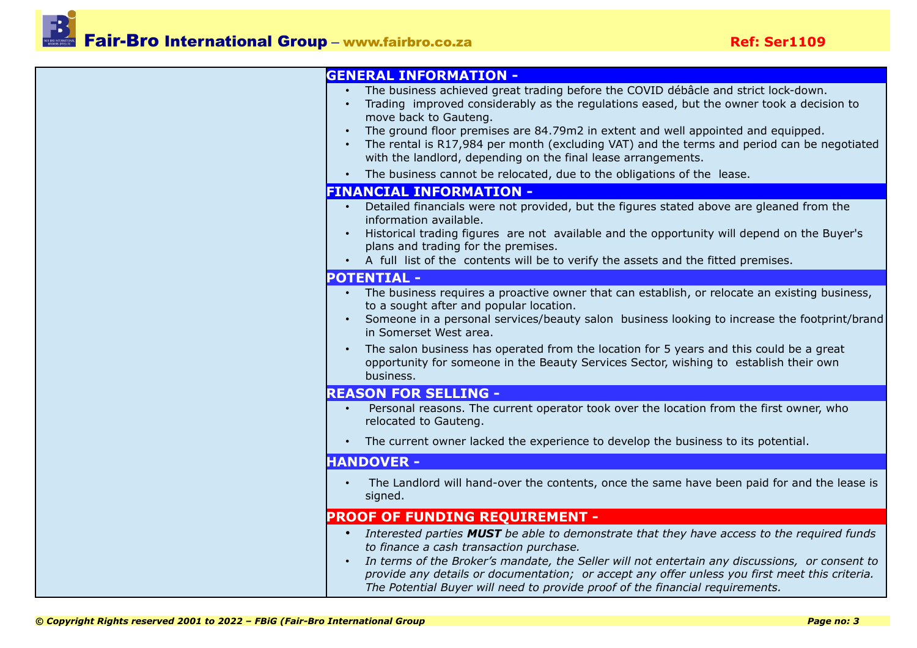## GENERAL INFORMATION -

- The business achieved great trading before the COVID débâcle and strict lock-down.
- Trading improved considerably as the regulations eased, but the owner took a decision to move back to Gauteng.
- The ground floor premises are 84.79m2 in extent and well appointed and equipped.
- The rental is R17,984 per month (excluding VAT) and the terms and period can be negotiated with the landlord, depending on the final lease arrangements.
- The business cannot be relocated, due to the obligations of the lease.

## FINANCIAL INFORMATION -

- Detailed financials were not provided, but the figures stated above are gleaned from the information available.
- Historical trading figures are not available and the opportunity will depend on the Buyer's plans and trading for the premises.
- A full list of the contents will be to verify the assets and the fitted premises.

## POTENTIAL -

- The business requires a proactive owner that can establish, or relocate an existing business, to a sought after and popular location.
- Someone in a personal services/beauty salon business looking to increase the footprint/brand in Somerset West area.
- The salon business has operated from the location for 5 years and this could be a great opportunity for someone in the Beauty Services Sector, wishing to establish their own business.

## REASON FOR SELLING -

- Personal reasons. The current operator took over the location from the first owner, who relocated to Gauteng.
- The current owner lacked the experience to develop the business to its potential.

## HANDOVER -

- The Landlord will hand-over the contents, once the same have been paid for and the lease is signed.

## PROOF OF FUNDING REQUIREMENT -

- *Interested parties **MUST** be able to demonstrate that they have access to the required funds to finance a cash transaction purchase.*
- *In terms of the Broker's mandate, the Seller will not entertain any discussions, or consent to provide any details or documentation; or accept any offer unless you first meet this criteria. The Potential Buyer will need to provide proof of the financial requirements.*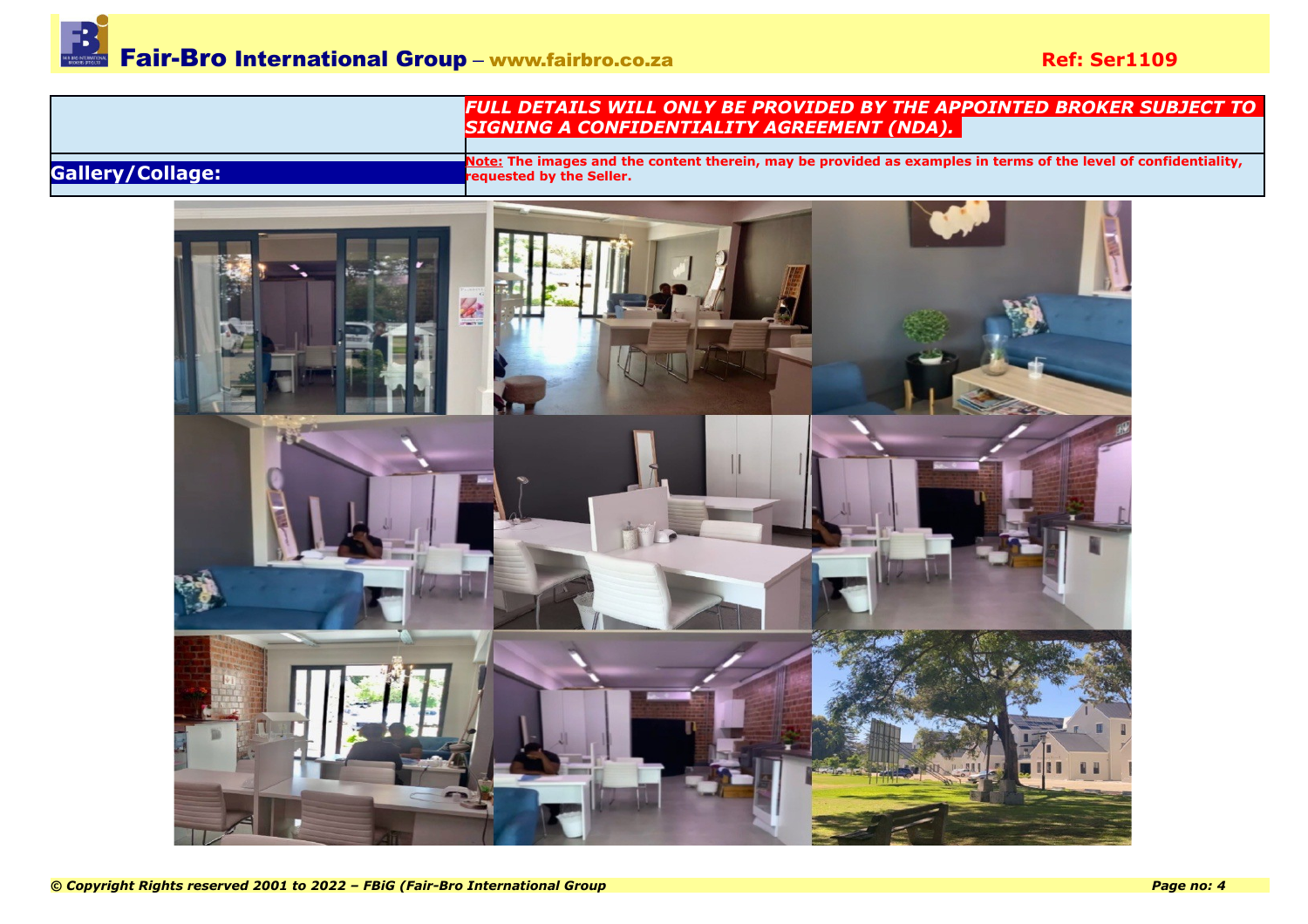| | |
|---|---|
| | ***FULL DETAILS WILL ONLY BE PROVIDED BY THE APPOINTED BROKER SUBJECT TO SIGNING A CONFIDENTIALITY AGREEMENT (NDA).*** |
| **Gallery/Collage:** | **Note: The images and the content therein, may be provided as examples in terms of the level of confidentiality, requested by the Seller.** |